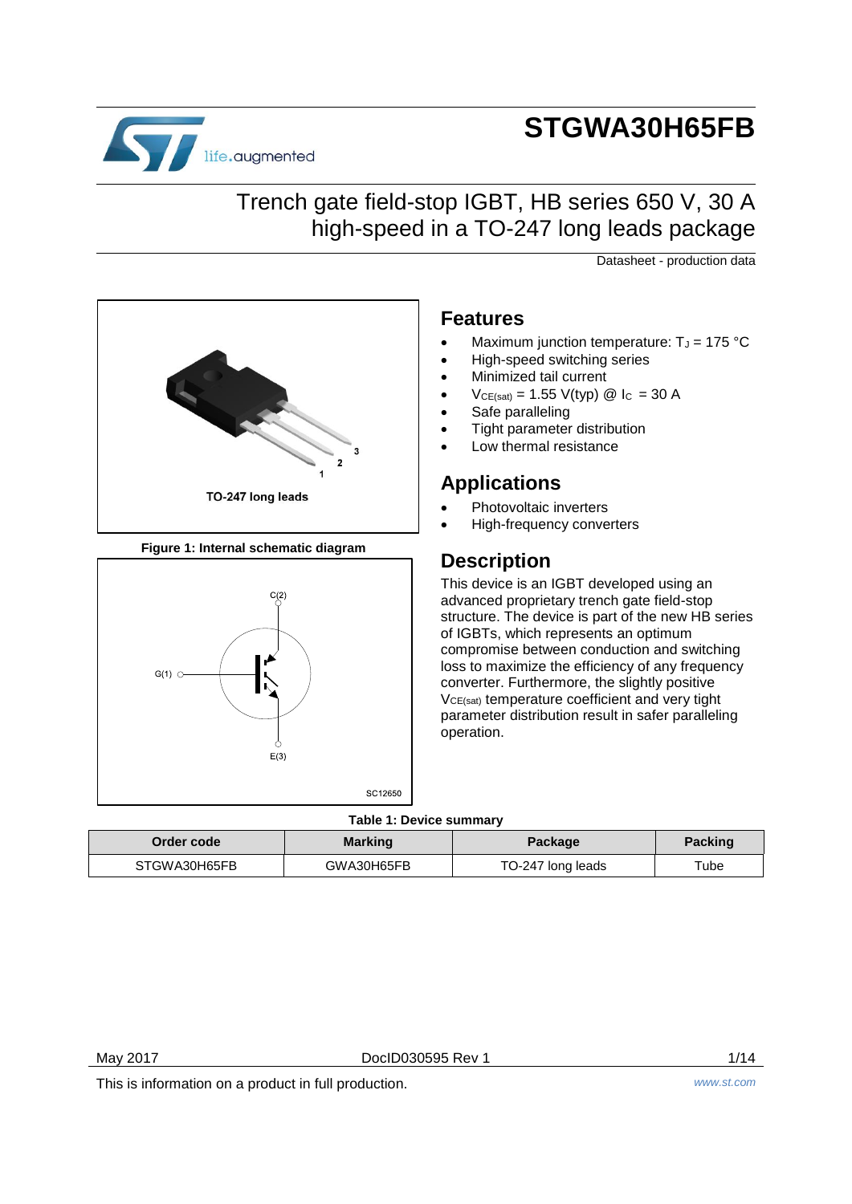# STGWA30H65FB

## Trench gate field-stop IGBT, HB series 650 V, 30 A high-speed in a TO-247 long leads package

Datasheet - production data

TO-247 long leads

Figure 1: Internal schematic diagram

## Features

- Maximum junction temperature: $T_J$ = 175 °C
- High-speed switching series
- Minimized tail current
- $V_{CE(sat)}$ = 1.55 V(typ) @ $I_C$ = 30 A
- Safe paralleling
- Tight parameter distribution
- Low thermal resistance

## Applications

- Photovoltaic inverters
- High-frequency converters

## Description

This device is an IGBT developed using an advanced proprietary trench gate field-stop structure. The device is part of the new HB series of IGBTs, which represents an optimum compromise between conduction and switching loss to maximize the efficiency of any frequency converter. Furthermore, the slightly positive $V_{CE(sat)}$ temperature coefficient and very tight parameter distribution result in safer paralleling operation.

**Table 1: Device summary**

| Order code | Marking | Package | Packing |
|---|---|---|---|
| STGWA30H65FB | GWA30H65FB | TO-247 long leads | Tube |

May 2017 DocID030595 Rev 1

This is information on a product in full production. www.st.com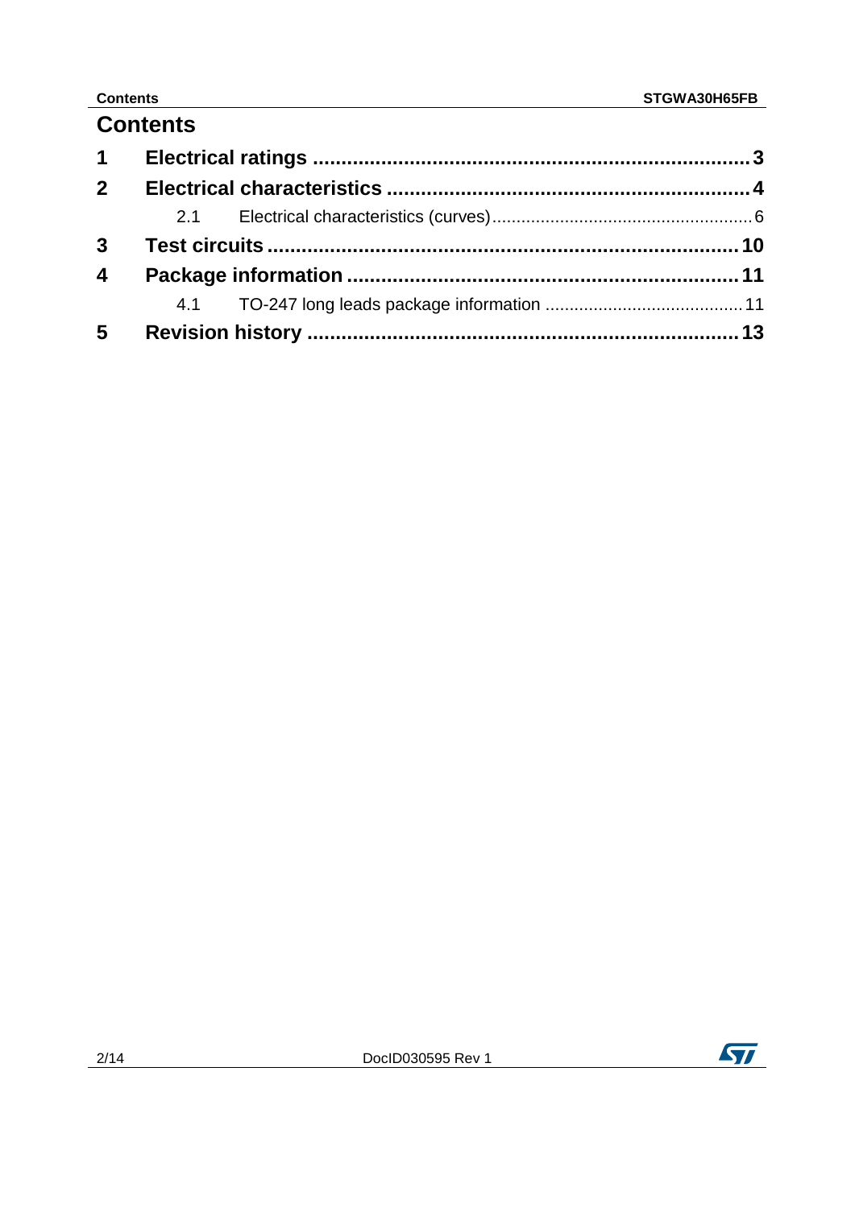# Contents

| | | |
|---|---|---|
| **1** | **Electrical ratings** | **3** |
| **2** | **Electrical characteristics** | **4** |
| | 2.1 Electrical characteristics (curves) | 6 |
| **3** | **Test circuits** | **10** |
| **4** | **Package information** | **11** |
| | 4.1 TO-247 long leads package information | 11 |
| **5** | **Revision history** | **13** |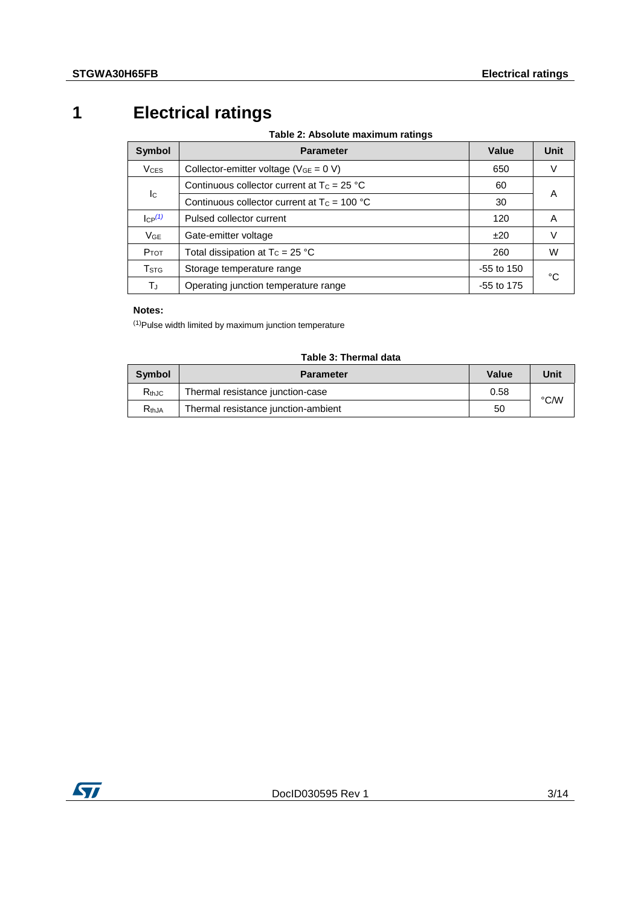# 1 Electrical ratings

**Table 2: Absolute maximum ratings**

| Symbol | Parameter | Value | Unit |
|---|---|---|---|
| $V_{CES}$ | Collector-emitter voltage ($V_{GE}$ = 0 V) | 650 | V |
| $I_C$ | Continuous collector current at $T_C$ = 25 °C | 60 | A |
| | Continuous collector current at $T_C$ = 100 °C | 30 | |
| $I_{CP}$[(1)] | Pulsed collector current | 120 | A |
| $V_{GE}$ | Gate-emitter voltage | ±20 | V |
| $P_{TOT}$ | Total dissipation at $T_C$ = 25 °C | 260 | W |
| $T_{STG}$ | Storage temperature range | -55 to 150 | °C |
| $T_J$ | Operating junction temperature range | -55 to 175 | |

**Notes:**

[(1)]Pulse width limited by maximum junction temperature

**Table 3: Thermal data**

| Symbol | Parameter | Value | Unit |
|---|---|---|---|
| $R_{thJC}$ | Thermal resistance junction-case | 0.58 | °C/W |
| $R_{thJA}$ | Thermal resistance junction-ambient | 50 | |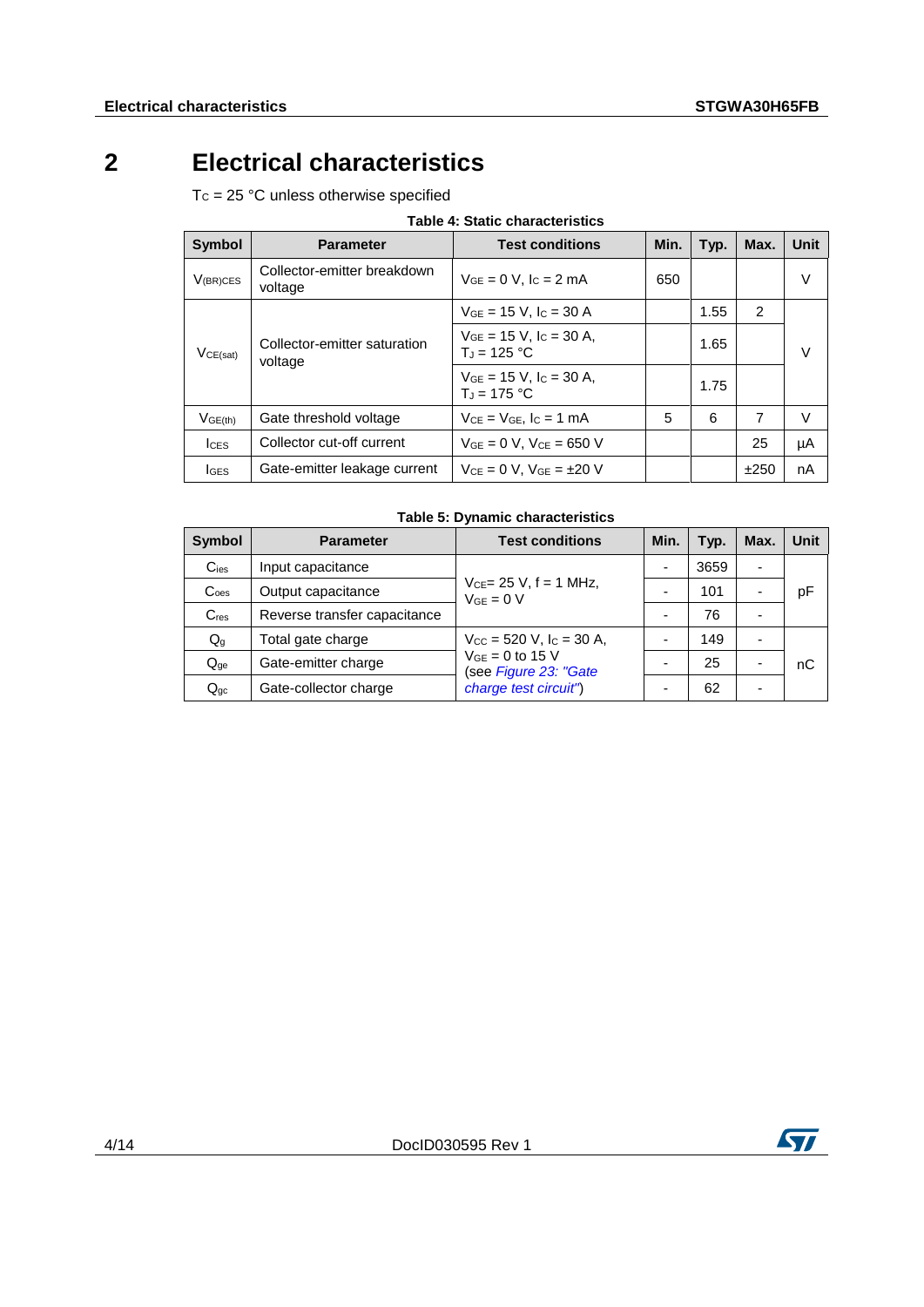# 2 Electrical characteristics

$T_C$ = 25 °C unless otherwise specified

**Table 4: Static characteristics**

| Symbol | Parameter | Test conditions | Min. | Typ. | Max. | Unit |
|---|---|---|---|---|---|---|
| $V_{(BR)CES}$ | Collector-emitter breakdown voltage | $V_{GE}$ = 0 V, $I_C$ = 2 mA | 650 | | | V |
| $V_{CE(sat)}$ | Collector-emitter saturation voltage | $V_{GE}$ = 15 V, $I_C$ = 30 A | | 1.55 | 2 | V |
| | | $V_{GE}$ = 15 V, $I_C$ = 30 A, $T_J$ = 125 °C | | 1.65 | | |
| | | $V_{GE}$ = 15 V, $I_C$ = 30 A, $T_J$ = 175 °C | | 1.75 | | |
| $V_{GE(th)}$ | Gate threshold voltage | $V_{CE}$ = $V_{GE}$, $I_C$ = 1 mA | 5 | 6 | 7 | V |
| $I_{CES}$ | Collector cut-off current | $V_{GE}$ = 0 V, $V_{CE}$ = 650 V | | | 25 | µA |
| $I_{GES}$ | Gate-emitter leakage current | $V_{CE}$ = 0 V, $V_{GE}$ = ±20 V | | | ±250 | nA |

**Table 5: Dynamic characteristics**

| Symbol | Parameter | Test conditions | Min. | Typ. | Max. | Unit |
|---|---|---|---|---|---|---|
| $C_{ies}$ | Input capacitance | $V_{CE}$= 25 V, f = 1 MHz, $V_{GE}$ = 0 V | - | 3659 | - | pF |
| $C_{oes}$ | Output capacitance | | - | 101 | - | |
| $C_{res}$ | Reverse transfer capacitance | | - | 76 | - | |
| $Q_g$ | Total gate charge | $V_{CC}$ = 520 V, $I_C$ = 30 A, $V_{GE}$ = 0 to 15 V (see *Figure 23: "Gate charge test circuit"*) | - | 149 | - | nC |
| $Q_{ge}$ | Gate-emitter charge | | - | 25 | - | |
| $Q_{gc}$ | Gate-collector charge | | - | 62 | - | |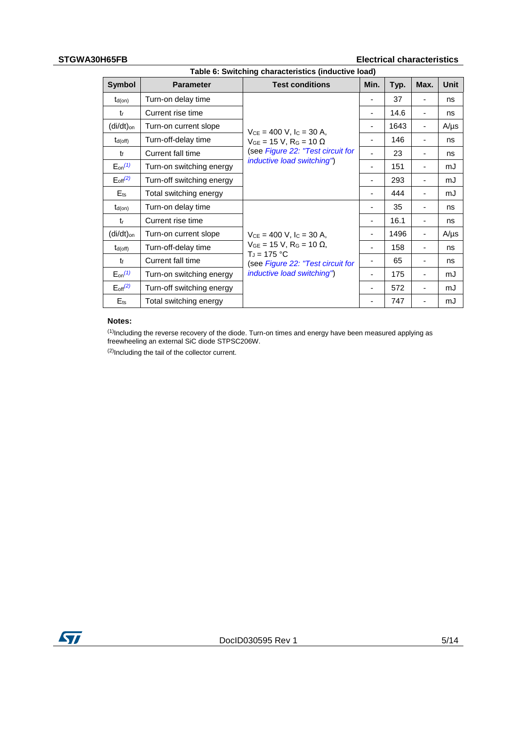Table 6: Switching characteristics (inductive load)

| Symbol | Parameter | Test conditions | Min. | Typ. | Max. | Unit |
|---|---|---|---|---|---|---|
| $t_{d(on)}$ | Turn-on delay time | $V_{CE}$ = 400 V, $I_C$ = 30 A, $V_{GE}$ = 15 V, $R_G$ = 10 Ω (see *Figure 22: "Test circuit for inductive load switching"*) | - | 37 | - | ns |
| $t_r$ | Current rise time | | - | 14.6 | - | ns |
| $(di/dt)_{on}$ | Turn-on current slope | | - | 1643 | - | A/μs |
| $t_{d(off)}$ | Turn-off-delay time | | - | 146 | - | ns |
| $t_f$ | Current fall time | | - | 23 | - | ns |
| $E_{on}$ (1) | Turn-on switching energy | | - | 151 | - | mJ |
| $E_{off}$ (2) | Turn-off switching energy | | - | 293 | - | mJ |
| $E_{ts}$ | Total switching energy | | - | 444 | - | mJ |
| $t_{d(on)}$ | Turn-on delay time | $V_{CE}$ = 400 V, $I_C$ = 30 A, $V_{GE}$ = 15 V, $R_G$ = 10 Ω, $T_J$ = 175 °C (see *Figure 22: "Test circuit for inductive load switching"*) | - | 35 | - | ns |
| $t_r$ | Current rise time | | - | 16.1 | - | ns |
| $(di/dt)_{on}$ | Turn-on current slope | | - | 1496 | - | A/μs |
| $t_{d(off)}$ | Turn-off-delay time | | - | 158 | - | ns |
| $t_f$ | Current fall time | | - | 65 | - | ns |
| $E_{on}$ (1) | Turn-on switching energy | | - | 175 | - | mJ |
| $E_{off}$ (2) | Turn-off switching energy | | - | 572 | - | mJ |
| $E_{ts}$ | Total switching energy | | - | 747 | - | mJ |

**Notes:**

(1) Including the reverse recovery of the diode. Turn-on times and energy have been measured applying as freewheeling an external SiC diode STPSC206W.

(2) Including the tail of the collector current.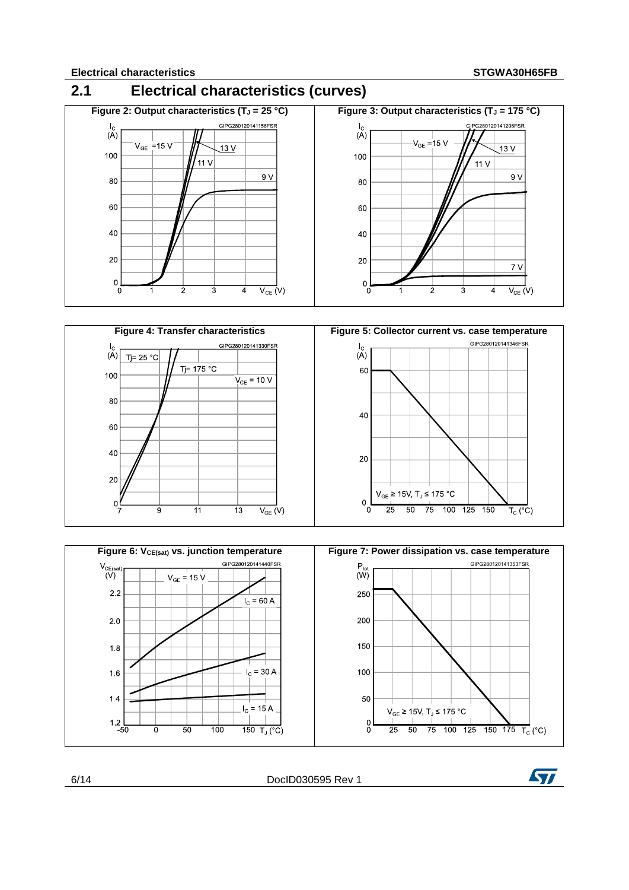## 2.1 Electrical characteristics (curves)

Figure 2: Output characteristics ($T_J$ = 25 °C)

Figure 3: Output characteristics ($T_J$ = 175 °C)

Figure 4: Transfer characteristics

Figure 5: Collector current vs. case temperature

Figure 6: $V_{CE(sat)}$ vs. junction temperature

Figure 7: Power dissipation vs. case temperature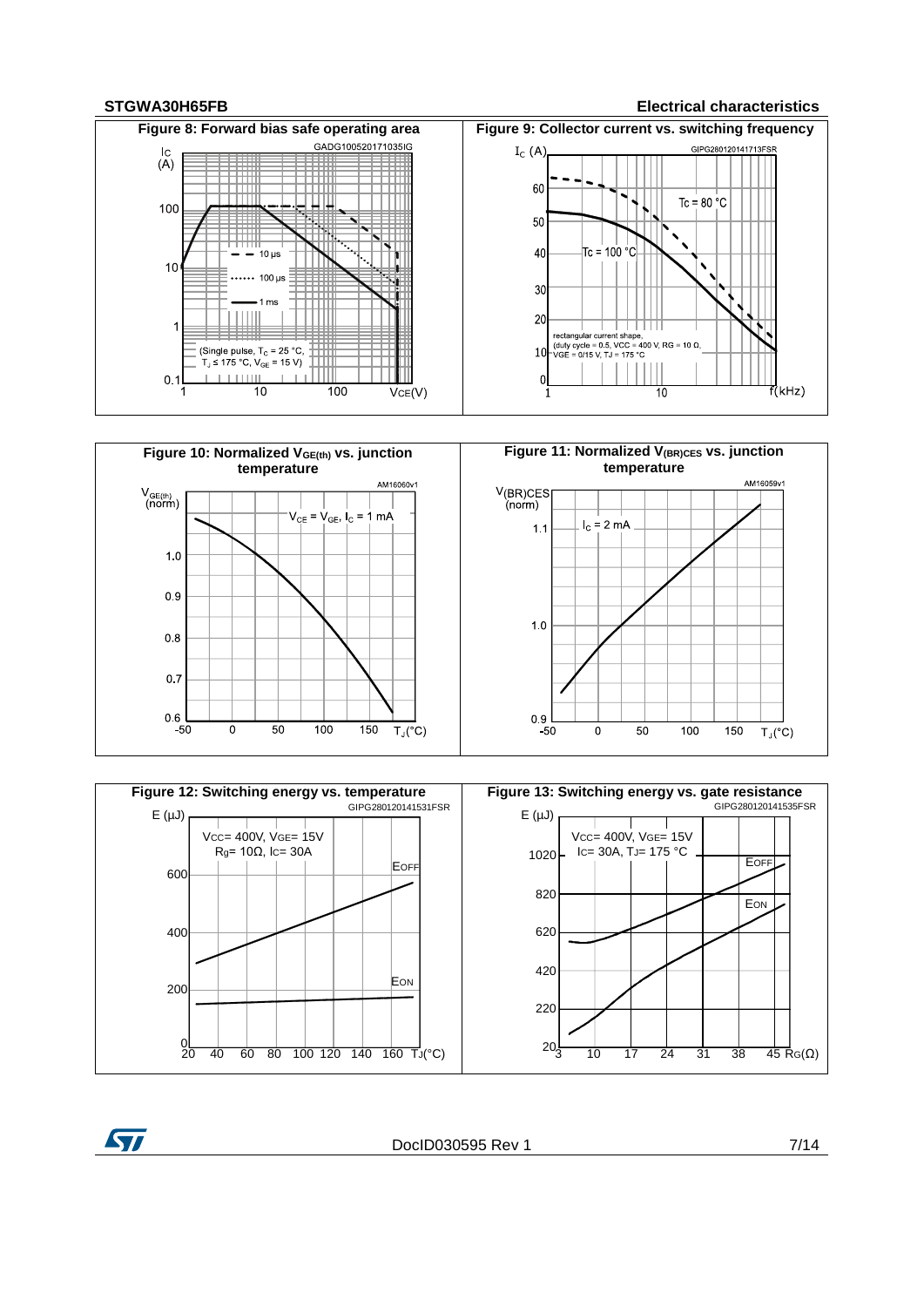Figure 8: Forward bias safe operating area

Figure 9: Collector current vs. switching frequency

Figure 10: Normalized $V_{GE(th)}$ vs. junction temperature

Figure 11: Normalized $V_{(BR)CES}$ vs. junction temperature

Figure 12: Switching energy vs. temperature

Figure 13: Switching energy vs. gate resistance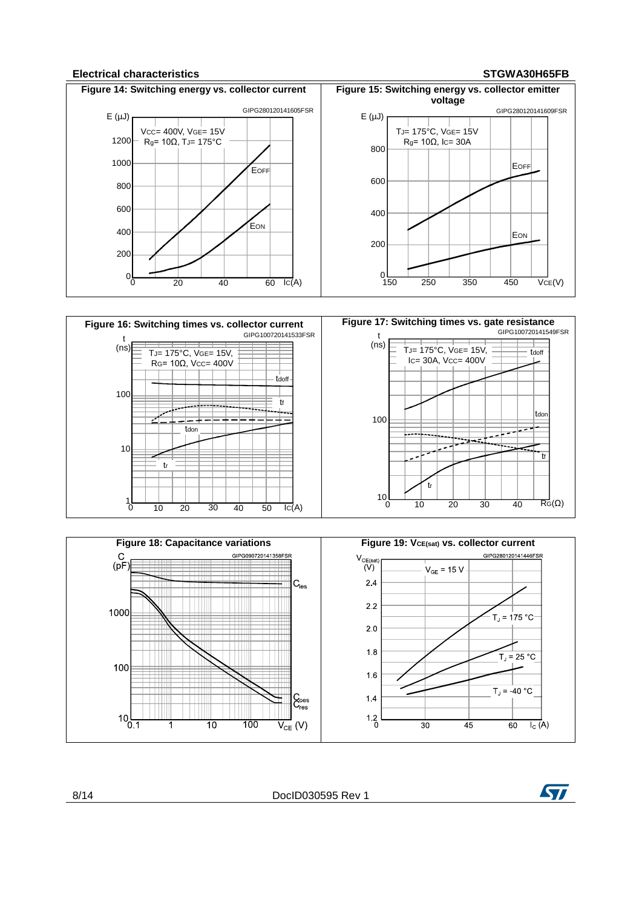**Figure 14: Switching energy vs. collector current**

GIPG280120141605FSR

$V_{CC}$ = 400V, $V_{GE}$ = 15V, $R_g$ = 10Ω, $T_J$ = 175°C

**Figure 15: Switching energy vs. collector emitter voltage**

GIPG280120141609FSR

$T_J$ = 175°C, $V_{GE}$ = 15V, $R_g$ = 10Ω, $I_C$ = 30A

**Figure 16: Switching times vs. collector current**

GIPG100720141533FSR

$T_J$ = 175°C, $V_{GE}$ = 15V, $R_G$ = 10Ω, $V_{CC}$ = 400V

**Figure 17: Switching times vs. gate resistance**

GIPG100720141549FSR

$T_J$ = 175°C, $V_{GE}$ = 15V, $I_C$ = 30A, $V_{CC}$ = 400V

**Figure 18: Capacitance variations**

GIPG090720141358FSR

**Figure 19: $V_{CE(sat)}$ vs. collector current**

GIPG280120141446FSR

$V_{GE}$ = 15 V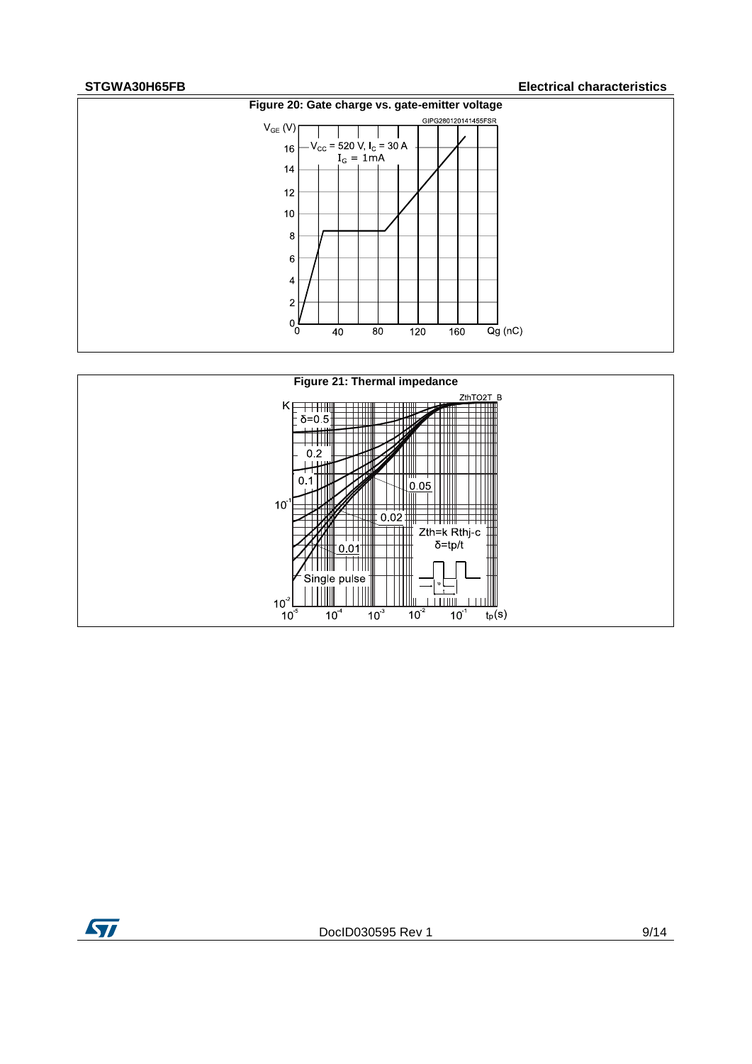**Figure 20: Gate charge vs. gate-emitter voltage**

**Figure 21: Thermal impedance**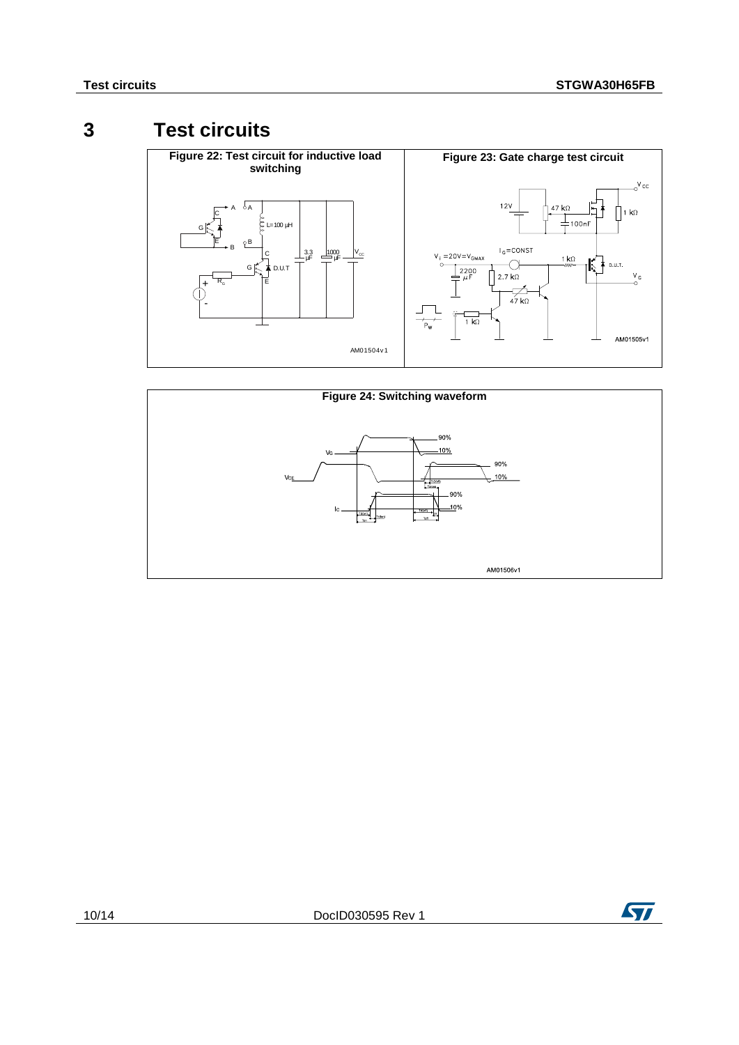# 3 Test circuits

Figure 22: Test circuit for inductive load switching

Figure 23: Gate charge test circuit

Figure 24: Switching waveform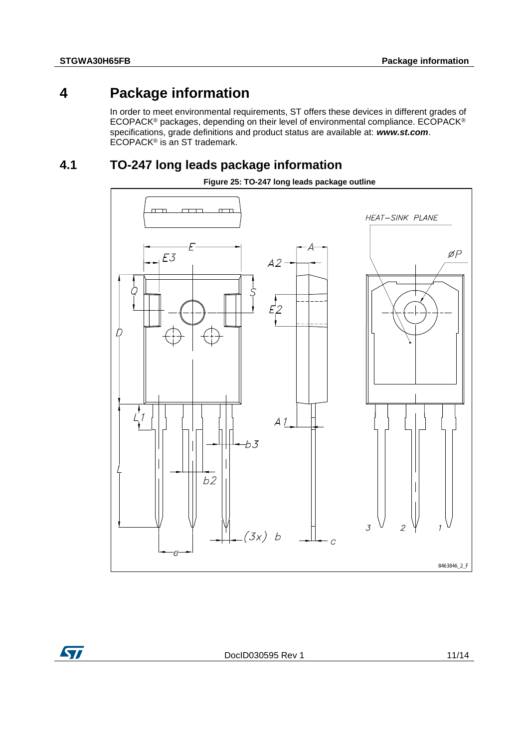# 4 Package information

In order to meet environmental requirements, ST offers these devices in different grades of ECOPACK® packages, depending on their level of environmental compliance. ECOPACK® specifications, grade definitions and product status are available at: ***www.st.com***. ECOPACK® is an ST trademark.

## 4.1 TO-247 long leads package information

**Figure 25: TO-247 long leads package outline**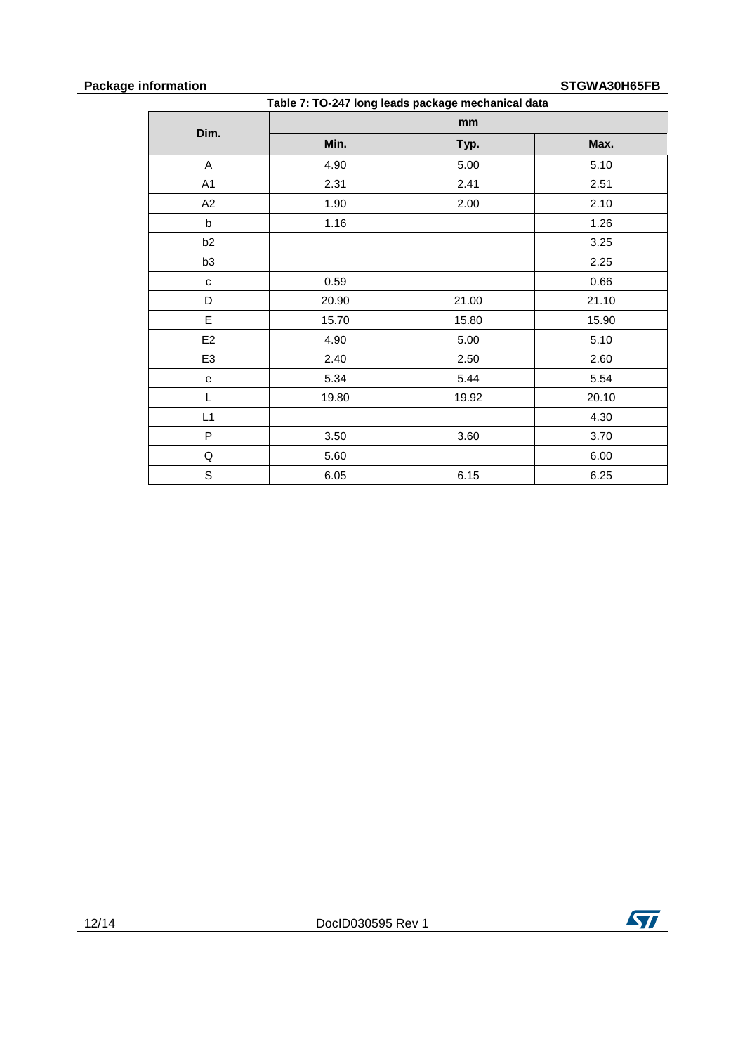Table 7: TO-247 long leads package mechanical data

| Dim. | mm | | |
|---|---|---|---|
| | Min. | Typ. | Max. |
| A | 4.90 | 5.00 | 5.10 |
| A1 | 2.31 | 2.41 | 2.51 |
| A2 | 1.90 | 2.00 | 2.10 |
| b | 1.16 | | 1.26 |
| b2 | | | 3.25 |
| b3 | | | 2.25 |
| c | 0.59 | | 0.66 |
| D | 20.90 | 21.00 | 21.10 |
| E | 15.70 | 15.80 | 15.90 |
| E2 | 4.90 | 5.00 | 5.10 |
| E3 | 2.40 | 2.50 | 2.60 |
| e | 5.34 | 5.44 | 5.54 |
| L | 19.80 | 19.92 | 20.10 |
| L1 | | | 4.30 |
| P | 3.50 | 3.60 | 3.70 |
| Q | 5.60 | | 6.00 |
| S | 6.05 | 6.15 | 6.25 |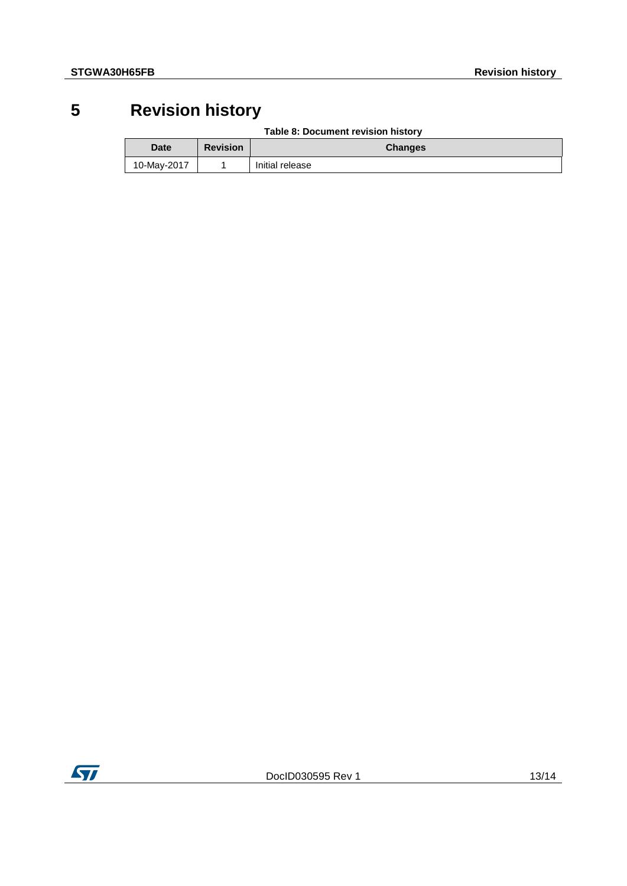# 5 Revision history

Table 8: Document revision history

| Date | Revision | Changes |
|---|---|---|
| 10-May-2017 | 1 | Initial release |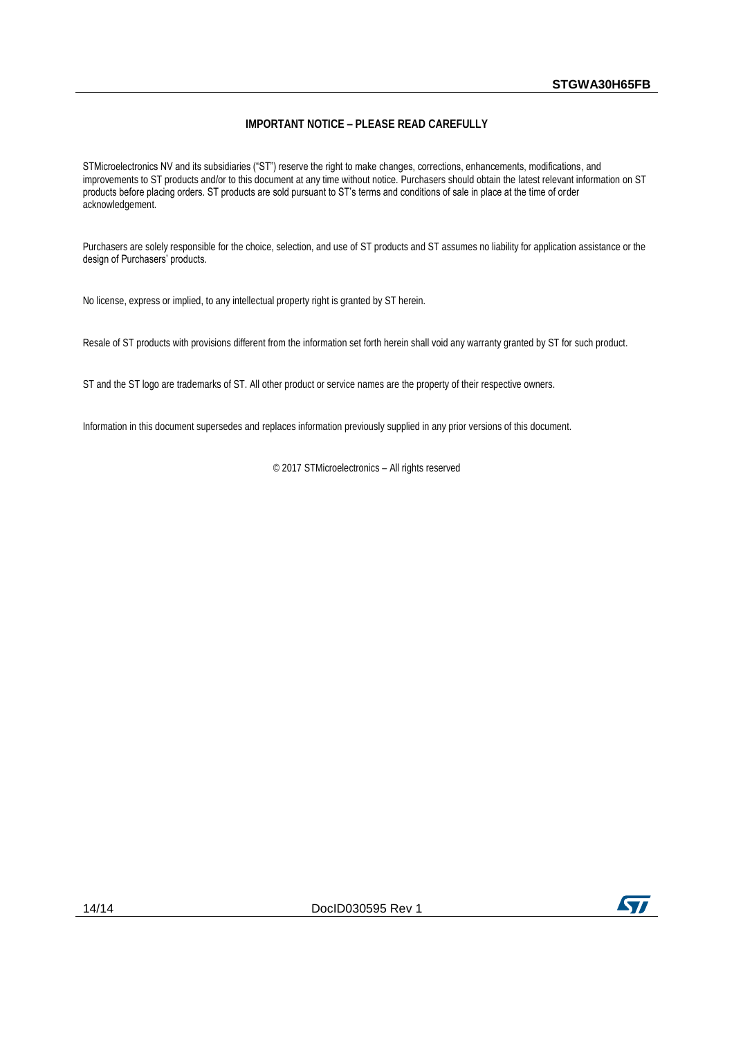**IMPORTANT NOTICE – PLEASE READ CAREFULLY**

STMicroelectronics NV and its subsidiaries ("ST") reserve the right to make changes, corrections, enhancements, modifications, and improvements to ST products and/or to this document at any time without notice. Purchasers should obtain the latest relevant information on ST products before placing orders. ST products are sold pursuant to ST's terms and conditions of sale in place at the time of order acknowledgement.

Purchasers are solely responsible for the choice, selection, and use of ST products and ST assumes no liability for application assistance or the design of Purchasers' products.

No license, express or implied, to any intellectual property right is granted by ST herein.

Resale of ST products with provisions different from the information set forth herein shall void any warranty granted by ST for such product.

ST and the ST logo are trademarks of ST. All other product or service names are the property of their respective owners.

Information in this document supersedes and replaces information previously supplied in any prior versions of this document.

© 2017 STMicroelectronics – All rights reserved